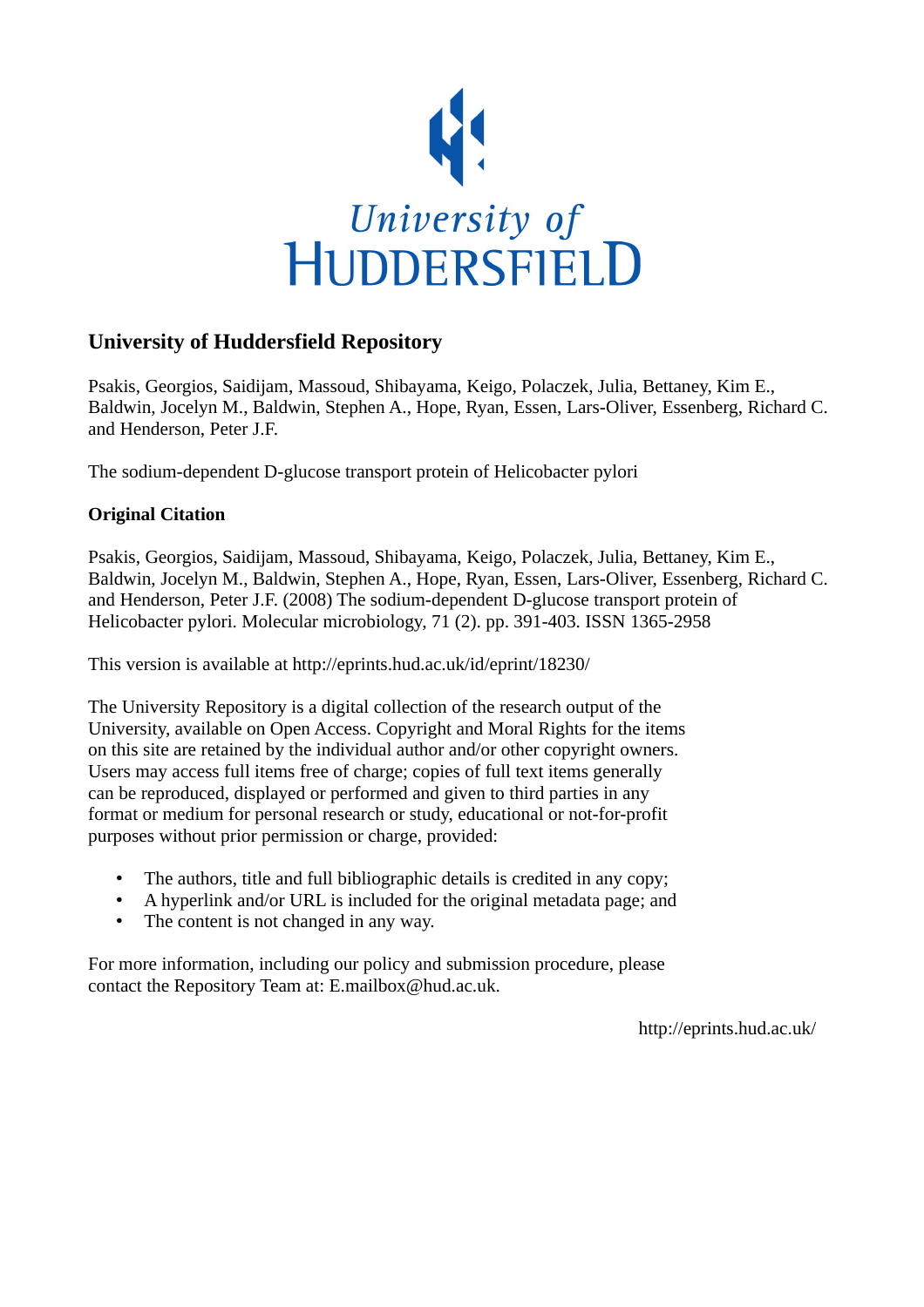University of
HUDDERSFIELD

## University of Huddersfield Repository

Psakis, Georgios, Saidijam, Massoud, Shibayama, Keigo, Polaczek, Julia, Bettaney, Kim E., Baldwin, Jocelyn M., Baldwin, Stephen A., Hope, Ryan, Essen, Lars-Oliver, Essenberg, Richard C. and Henderson, Peter J.F.

The sodium-dependent D-glucose transport protein of Helicobacter pylori

### Original Citation

Psakis, Georgios, Saidijam, Massoud, Shibayama, Keigo, Polaczek, Julia, Bettaney, Kim E., Baldwin, Jocelyn M., Baldwin, Stephen A., Hope, Ryan, Essen, Lars-Oliver, Essenberg, Richard C. and Henderson, Peter J.F. (2008) The sodium-dependent D-glucose transport protein of Helicobacter pylori. Molecular microbiology, 71 (2). pp. 391-403. ISSN 1365-2958

This version is available at http://eprints.hud.ac.uk/id/eprint/18230/

The University Repository is a digital collection of the research output of the University, available on Open Access. Copyright and Moral Rights for the items on this site are retained by the individual author and/or other copyright owners. Users may access full items free of charge; copies of full text items generally can be reproduced, displayed or performed and given to third parties in any format or medium for personal research or study, educational or not-for-profit purposes without prior permission or charge, provided:

- The authors, title and full bibliographic details is credited in any copy;
- A hyperlink and/or URL is included for the original metadata page; and
- The content is not changed in any way.

For more information, including our policy and submission procedure, please contact the Repository Team at: E.mailbox@hud.ac.uk.

http://eprints.hud.ac.uk/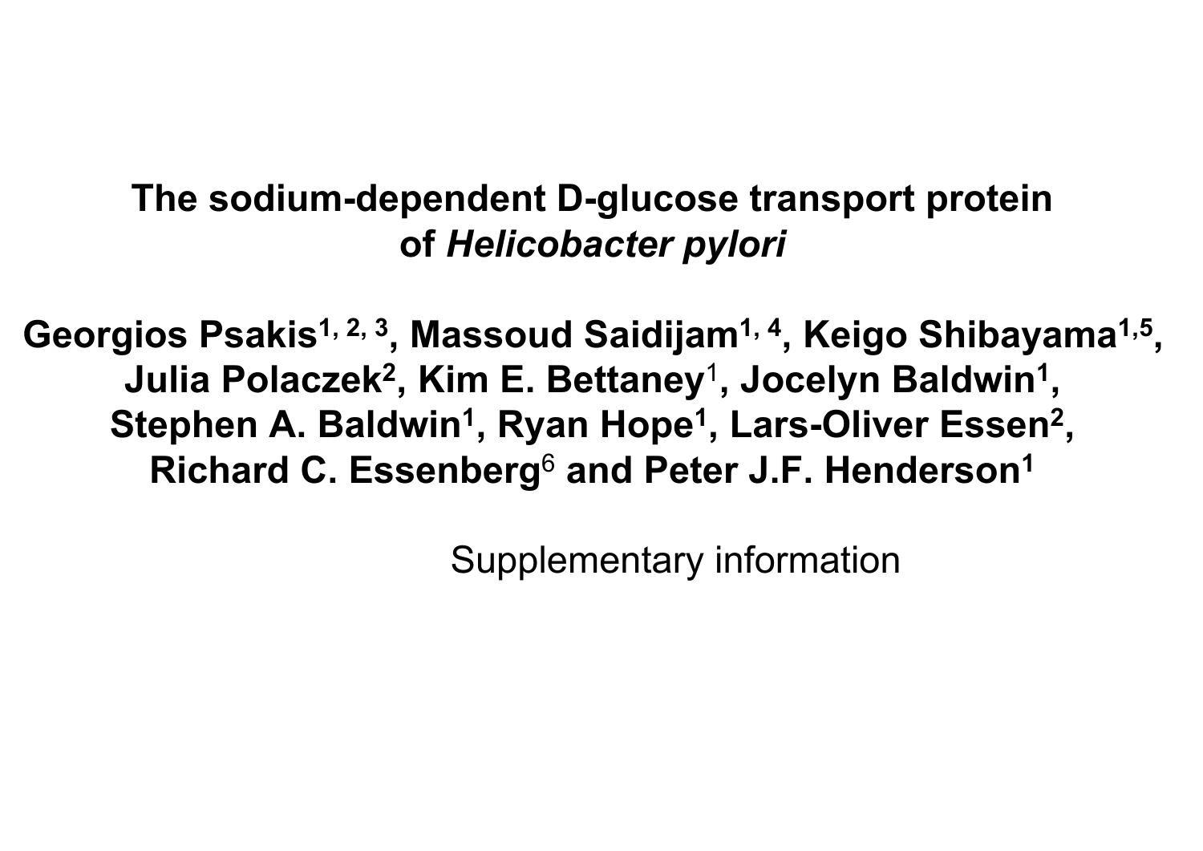# The sodium-dependent D-glucose transport protein of *Helicobacter pylori*

**Georgios Psakis[1, 2, 3], Massoud Saidijam[1, 4], Keigo Shibayama[1,5], Julia Polaczek[2], Kim E. Bettaney[1], Jocelyn Baldwin[1], Stephen A. Baldwin[1], Ryan Hope[1], Lars-Oliver Essen[2], Richard C. Essenberg[6] and Peter J.F. Henderson[1]**

Supplementary information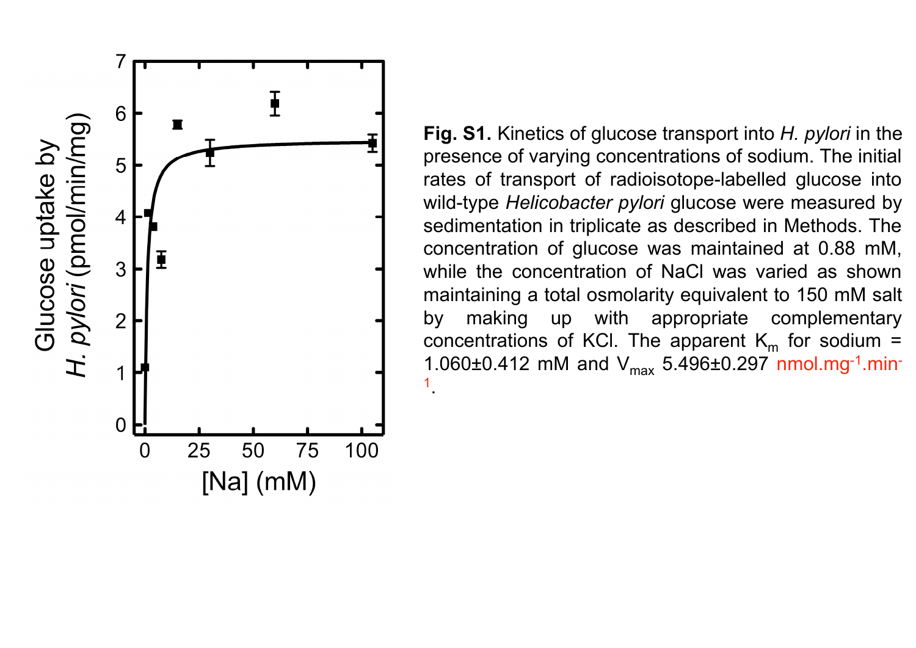**Fig. S1.** Kinetics of glucose transport into *H. pylori* in the presence of varying concentrations of sodium. The initial rates of transport of radioisotope-labelled glucose into wild-type *Helicobacter pylori* glucose were measured by sedimentation in triplicate as described in Methods. The concentration of glucose was maintained at 0.88 mM, while the concentration of NaCl was varied as shown maintaining a total osmolarity equivalent to 150 mM salt by making up with appropriate complementary concentrations of KCl. The apparent $K_m$ for sodium = 1.060±0.412 mM and $V_{max}$ 5.496±0.297 $nmol.mg^{-1}.min^{-1}$.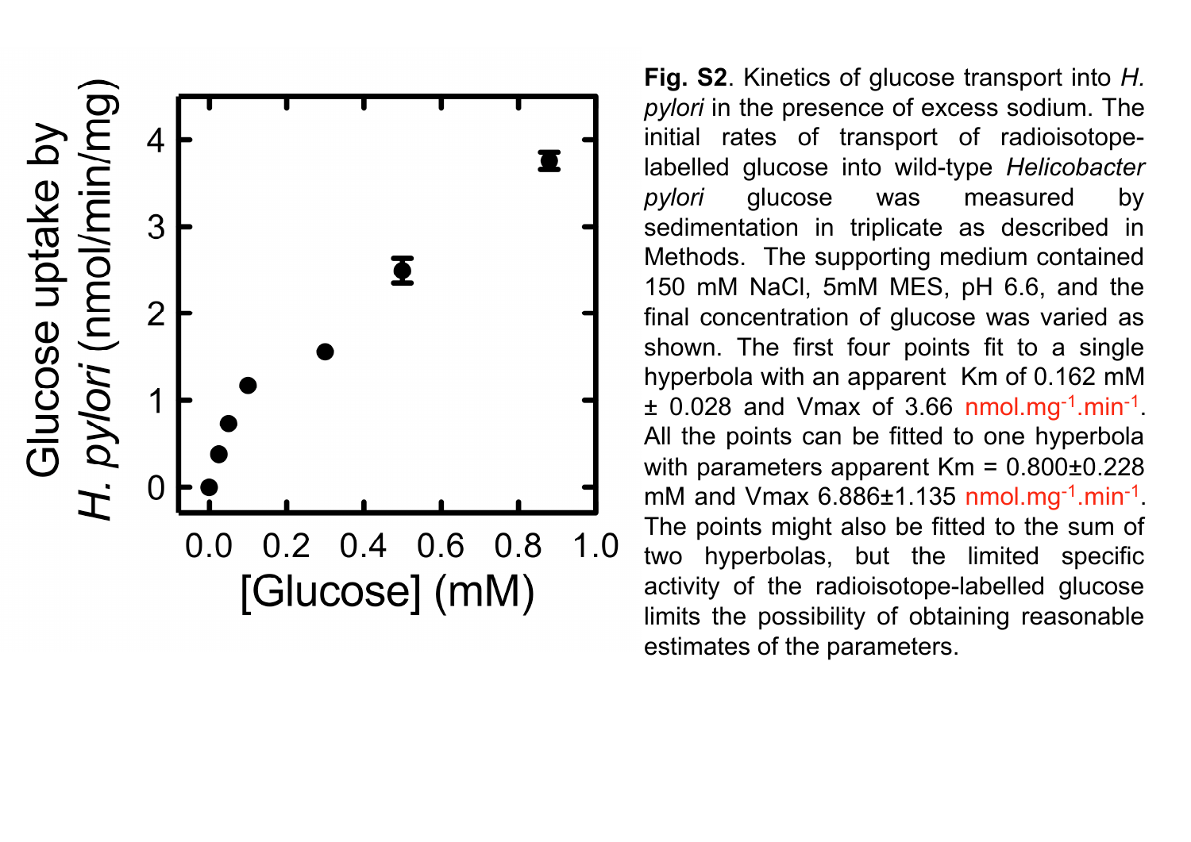**Fig. S2**. Kinetics of glucose transport into *H. pylori* in the presence of excess sodium. The initial rates of transport of radioisotope-labelled glucose into wild-type *Helicobacter pylori* glucose was measured by sedimentation in triplicate as described in Methods. The supporting medium contained 150 mM NaCl, 5mM MES, pH 6.6, and the final concentration of glucose was varied as shown. The first four points fit to a single hyperbola with an apparent Km of 0.162 mM ± 0.028 and Vmax of 3.66 $nmol.mg^{-1}.min^{-1}$. All the points can be fitted to one hyperbola with parameters apparent Km = 0.800±0.228 mM and Vmax 6.886±1.135 $nmol.mg^{-1}.min^{-1}$. The points might also be fitted to the sum of two hyperbolas, but the limited specific activity of the radioisotope-labelled glucose limits the possibility of obtaining reasonable estimates of the parameters.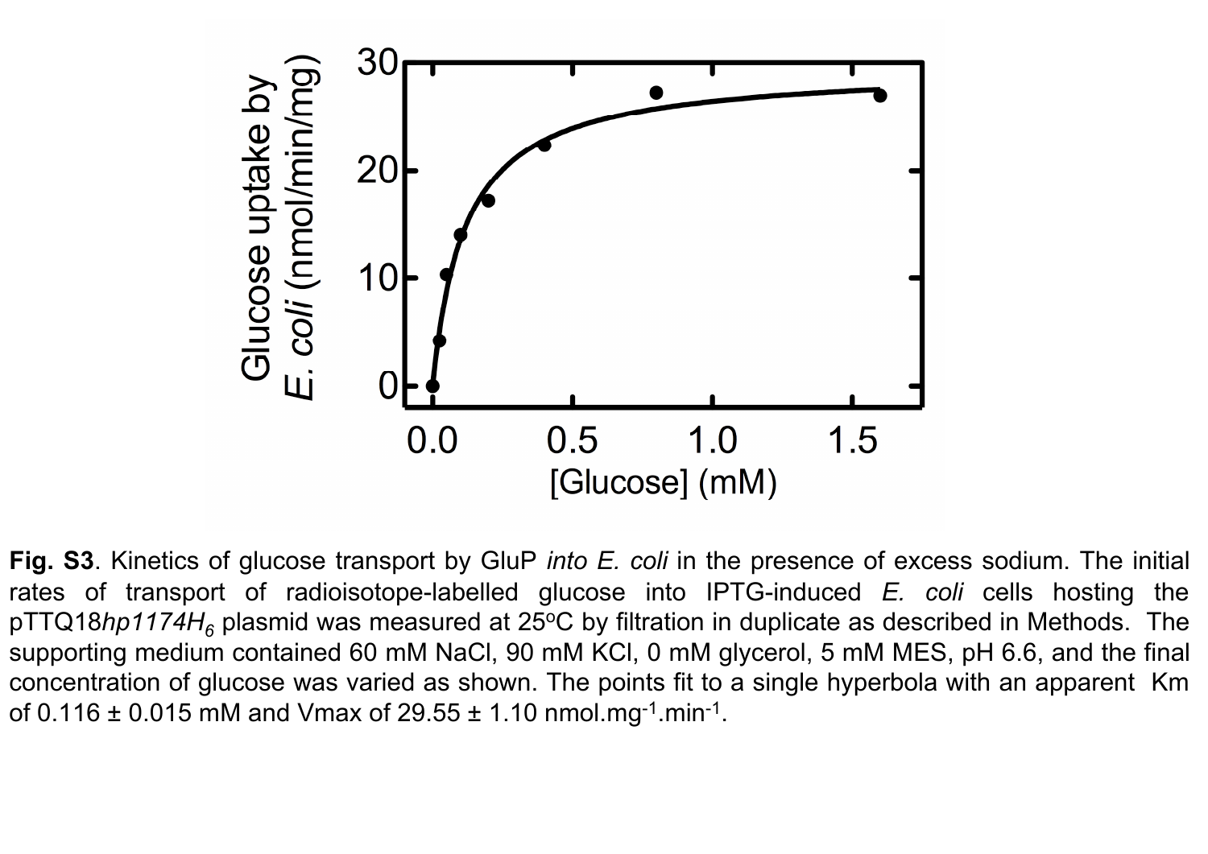**Fig. S3**. Kinetics of glucose transport by GluP *into E. coli* in the presence of excess sodium. The initial rates of transport of radioisotope-labelled glucose into IPTG-induced *E. coli* cells hosting the pTTQ18*hp1174H$_6$* plasmid was measured at 25°C by filtration in duplicate as described in Methods. The supporting medium contained 60 mM NaCl, 90 mM KCl, 0 mM glycerol, 5 mM MES, pH 6.6, and the final concentration of glucose was varied as shown. The points fit to a single hyperbola with an apparent Km of 0.116 ± 0.015 mM and Vmax of 29.55 ± 1.10 nmol.mg$^{-1}$.min$^{-1}$.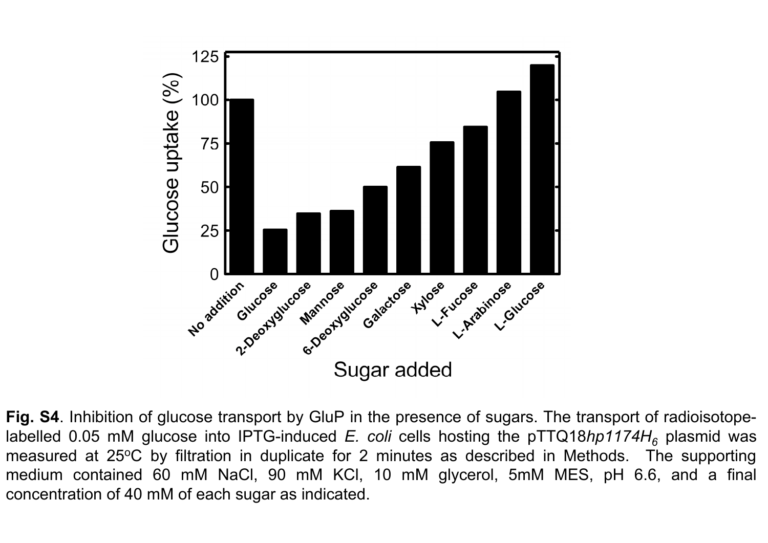**Fig. S4**. Inhibition of glucose transport by GluP in the presence of sugars. The transport of radioisotope-labelled 0.05 mM glucose into IPTG-induced *E. coli* cells hosting the pTTQ18*hp1174H$_6$* plasmid was measured at 25$^o$C by filtration in duplicate for 2 minutes as described in Methods. The supporting medium contained 60 mM NaCl, 90 mM KCl, 10 mM glycerol, 5mM MES, pH 6.6, and a final concentration of 40 mM of each sugar as indicated.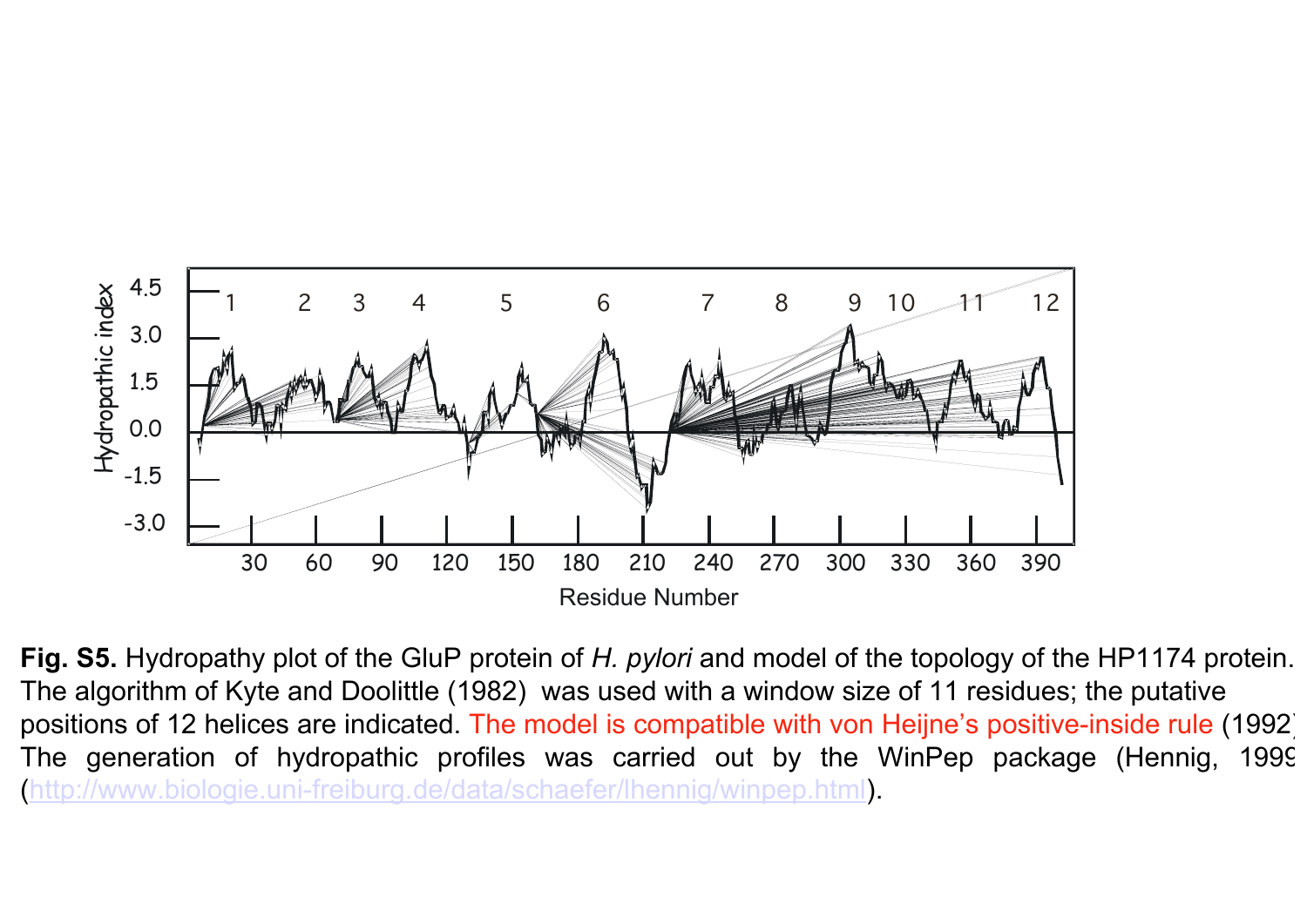**Fig. S5.** Hydropathy plot of the GluP protein of *H. pylori* and model of the topology of the HP1174 protein. The algorithm of Kyte and Doolittle (1982) was used with a window size of 11 residues; the putative positions of 12 helices are indicated. The model is compatible with von Heijne's positive-inside rule (1992). The generation of hydropathic profiles was carried out by the WinPep package (Hennig, 1999) (http://www.biologie.uni-freiburg.de/data/schaefer/lhennig/winpep.html).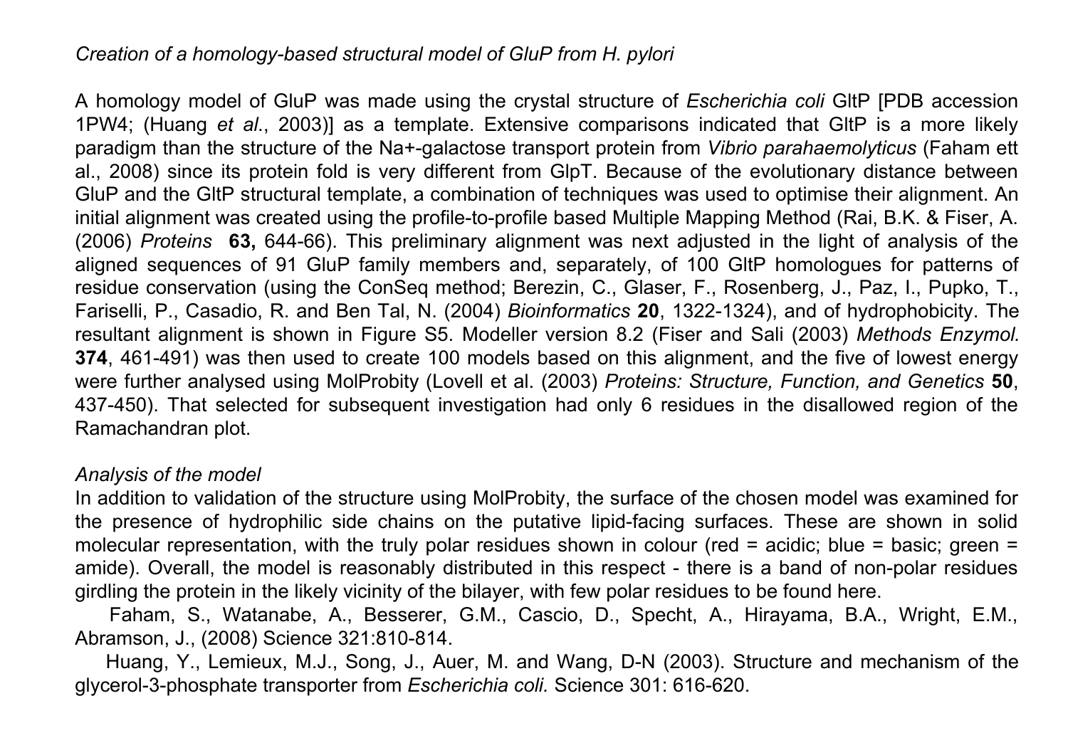*Creation of a homology-based structural model of GluP from H. pylori*

A homology model of GluP was made using the crystal structure of *Escherichia coli* GltP [PDB accession 1PW4; (Huang *et al*., 2003)] as a template. Extensive comparisons indicated that GltP is a more likely paradigm than the structure of the Na+-galactose transport protein from *Vibrio parahaemolyticus* (Faham ett al., 2008) since its protein fold is very different from GlpT. Because of the evolutionary distance between GluP and the GltP structural template, a combination of techniques was used to optimise their alignment. An initial alignment was created using the profile-to-profile based Multiple Mapping Method (Rai, B.K. & Fiser, A. (2006) *Proteins* **63,** 644-66). This preliminary alignment was next adjusted in the light of analysis of the aligned sequences of 91 GluP family members and, separately, of 100 GltP homologues for patterns of residue conservation (using the ConSeq method; Berezin, C., Glaser, F., Rosenberg, J., Paz, I., Pupko, T., Fariselli, P., Casadio, R. and Ben Tal, N. (2004) *Bioinformatics* **20**, 1322-1324), and of hydrophobicity. The resultant alignment is shown in Figure S5. Modeller version 8.2 (Fiser and Sali (2003) *Methods Enzymol.* **374**, 461-491) was then used to create 100 models based on this alignment, and the five of lowest energy were further analysed using MolProbity (Lovell et al. (2003) *Proteins: Structure, Function, and Genetics* **50**, 437-450). That selected for subsequent investigation had only 6 residues in the disallowed region of the Ramachandran plot.

*Analysis of the model*

In addition to validation of the structure using MolProbity, the surface of the chosen model was examined for the presence of hydrophilic side chains on the putative lipid-facing surfaces. These are shown in solid molecular representation, with the truly polar residues shown in colour (red = acidic; blue = basic; green = amide). Overall, the model is reasonably distributed in this respect - there is a band of non-polar residues girdling the protein in the likely vicinity of the bilayer, with few polar residues to be found here.

Faham, S., Watanabe, A., Besserer, G.M., Cascio, D., Specht, A., Hirayama, B.A., Wright, E.M., Abramson, J., (2008) Science 321:810-814.

Huang, Y., Lemieux, M.J., Song, J., Auer, M. and Wang, D-N (2003). Structure and mechanism of the glycerol-3-phosphate transporter from *Escherichia coli.* Science 301: 616-620.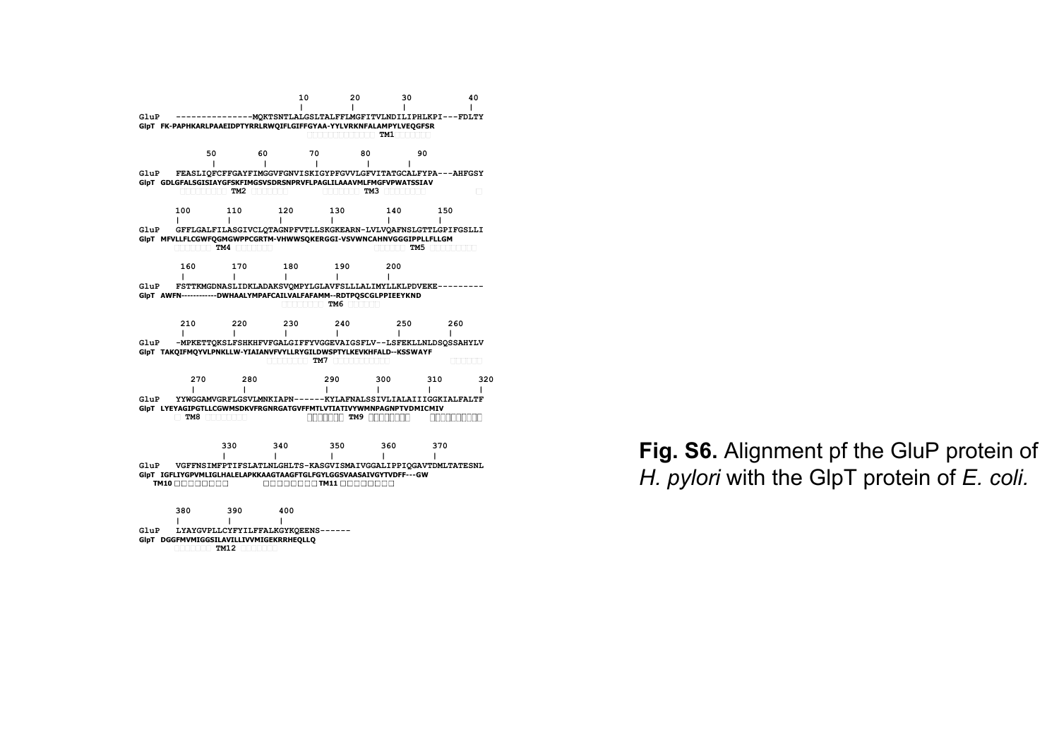```
                                10        20        30          40
                                 |         |         |           |
GluP   ---------------MQKTSNTLALGSLTALFFLMGFITVLNDILIPHLKPI---FDLTY
GlpT  FK-PAPHKARLPAAEIDPTYRRLRWQIFLGIFFGYAA-YYLVRKNFALAMPYLVEQGFSR
                                                 TM1

            50        60        70        80         90
             |         |         |         |          |
GluP   FEASLIQFCFFGAYFIMGGVFGNVISKIGYPFGVVLGFVITATGCALFYPA---AHFGSY
GlpT  GDLGFALSGISIAYGFSKFIMGSVSDRSNPRVFLPAGLILAAAVMLFMGFVPWATSSIAV
                   TM2                    TM3

       100       110       120       130        140       150
        |         |         |         |          |         |
GluP   GFFLGALFILASGIVCLQTAGNPFVTLLSKGKEARN-LVLVQAFNSLGTTLGPIFGSLLI
GlpT  MFVLLFLCGWFQGMGWPPCGRTM-VHWWSQKERGGI-VSVWNCAHNVGGGIPPLLFLLGM
               TM4                                   TM5

        160       170       180       190       200
         |         |         |         |         |
GluP   FSTTKMGDNASLIDKLADAKSVQMPYLGLAVFSLLLALIMYLLKLPDVEKE---------
GlpT  AWFN-----------DWHAALYMPAFCAILVALFAFAMM--RDTPQSCGLPPIEEYKND
                                TM6

        210       220       230       240        250       260
         |         |         |         |          |         |
GluP   -MPKETTQKSLFSHKHFVFGALGIFFYVGGEVAIGSFLV--LSFEKLLNLDSQSSAHYLV
GlpT  TAKQIFMQYVLPNKLLW-YIAIANVFVYLLRYGILDWSPTYLKEVKHFALD--KSSWAYF
                              TM7

         270       280              290       300       310       320
          |         |                |         |         |         |
GluP   YYWGGAMVGRFLGSVLMNKIAPN------KYLAFNALSSIVLIALAIIIGGKIALFALTF
GlpT  LYEYAGIPGTLLCGWMSDKVFRGNRGATGVFFMTLVTIATIVYWMNPAGNPTVDMICMIV
          TM8                           TM9

              330       340        350       360       370
               |         |          |         |         |
GluP   VGFFNSIMFPTIFSLATNLNGHLTS-KASGVISMAIVGGALIPPIQGAVTDMLTATESNL
GlpT  IGFLIYGPVMLIGLHALELAPKKAAGTAAGFTGLFGYLGGSVAASAIVGYTVDFF---GW
     TM10                          TM11

       380       390       400
        |         |         |
GluP   LYAYGVPLLCYFYILFFALKGYKQEENS------
GlpT  DGGFMVMIGGSILAVILLIVVMIGEKRRHEQLLQ
                TM12
```

**Fig. S6.** Alignment pf the GluP protein of *H. pylori* with the GlpT protein of *E. coli.*